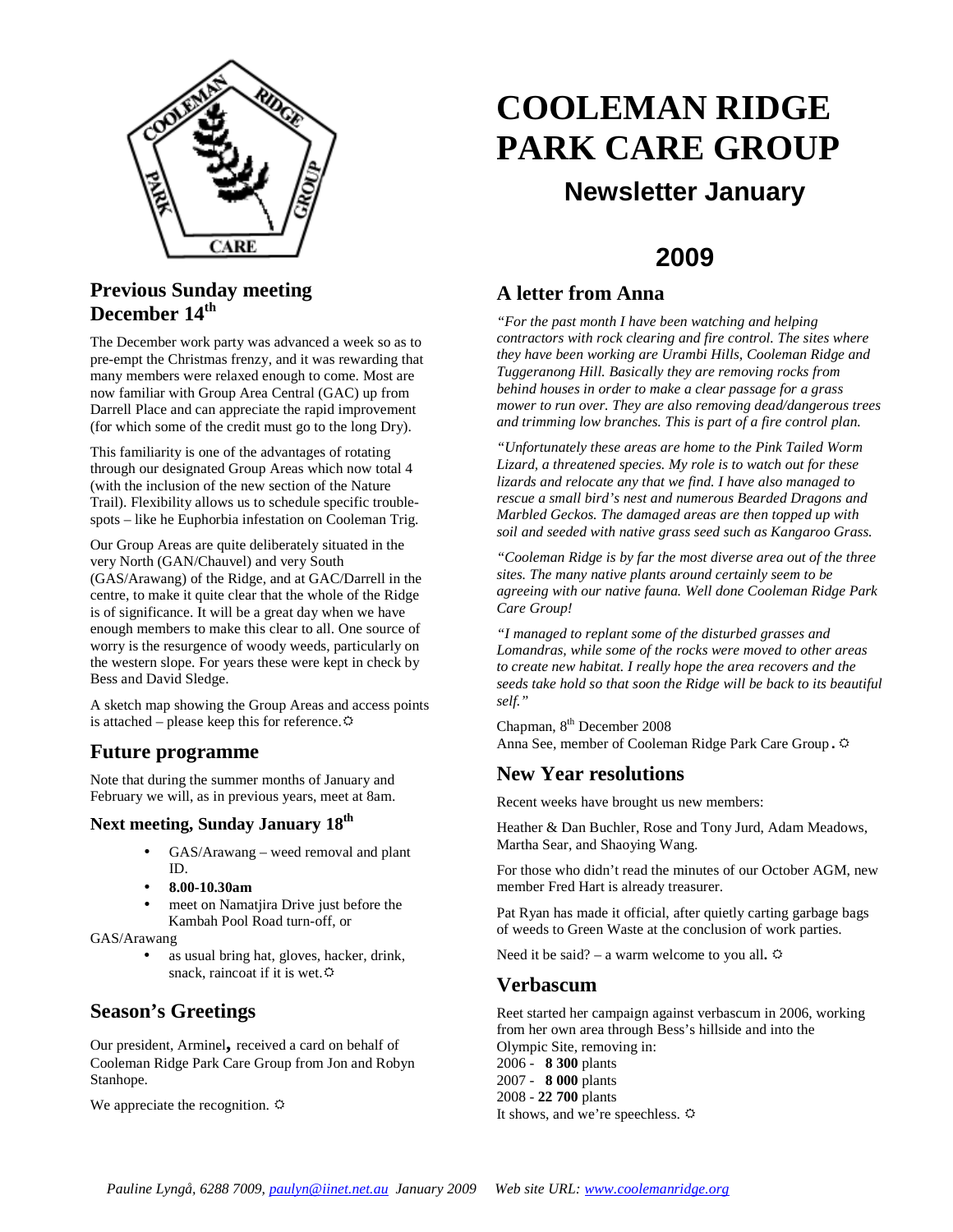# COOLEMAN RIDGE PARK CARE GROUP

## Newsletter January 2009

## Previous Sunday meeting December 14th

The December work party was advanced a week so as to pre-empt the Christmas frenzy, and it was rewarding that many members were relaxed enough to come. Most are now familiar with Group Area Central (GAC) up from Darrell Place and can appreciate the rapid improvement (for which some of the credit must go to the long Dry).

This familiarity is one of the advantages of rotating through our designated Group Areas which now total 4 (with the inclusion of the new section of the Nature Trail). Flexibility allows us to schedule specific trouble-spots – like he Euphorbia infestation on Cooleman Trig.

Our Group Areas are quite deliberately situated in the very North (GAN/Chauvel) and very South (GAS/Arawang) of the Ridge, and at GAC/Darrell in the centre, to make it quite clear that the whole of the Ridge is of significance. It will be a great day when we have enough members to make this clear to all. One source of worry is the resurgence of woody weeds, particularly on the western slope. For years these were kept in check by Bess and David Sledge.

A sketch map showing the Group Areas and access points is attached – please keep this for reference. ☼

## Future programme

Note that during the summer months of January and February we will, as in previous years, meet at 8am.

### Next meeting, Sunday January 18th

- GAS/Arawang – weed removal and plant ID.
- **8.00-10.30am**
- meet on Namatjira Drive just before the Kambah Pool Road turn-off, or

GAS/Arawang

- as usual bring hat, gloves, hacker, drink, snack, raincoat if it is wet. ☼

## Season's Greetings

Our president, Arminel, received a card on behalf of Cooleman Ridge Park Care Group from Jon and Robyn Stanhope.

We appreciate the recognition. ☼

## A letter from Anna

*"For the past month I have been watching and helping contractors with rock clearing and fire control. The sites where they have been working are Urambi Hills, Cooleman Ridge and Tuggeranong Hill. Basically they are removing rocks from behind houses in order to make a clear passage for a grass mower to run over. They are also removing dead/dangerous trees and trimming low branches. This is part of a fire control plan.*

*"Unfortunately these areas are home to the Pink Tailed Worm Lizard, a threatened species. My role is to watch out for these lizards and relocate any that we find. I have also managed to rescue a small bird's nest and numerous Bearded Dragons and Marbled Geckos. The damaged areas are then topped up with soil and seeded with native grass seed such as Kangaroo Grass.*

*"Cooleman Ridge is by far the most diverse area out of the three sites. The many native plants around certainly seem to be agreeing with our native fauna. Well done Cooleman Ridge Park Care Group!*

*"I managed to replant some of the disturbed grasses and Lomandras, while some of the rocks were moved to other areas to create new habitat. I really hope the area recovers and the seeds take hold so that soon the Ridge will be back to its beautiful self."*

Chapman, 8th December 2008
Anna See, member of Cooleman Ridge Park Care Group. ☼

## New Year resolutions

Recent weeks have brought us new members:

Heather & Dan Buchler, Rose and Tony Jurd, Adam Meadows, Martha Sear, and Shaoying Wang.

For those who didn't read the minutes of our October AGM, new member Fred Hart is already treasurer.

Pat Ryan has made it official, after quietly carting garbage bags of weeds to Green Waste at the conclusion of work parties.

Need it be said? – a warm welcome to you all. ☼

## Verbascum

Reet started her campaign against verbascum in 2006, working from her own area through Bess's hillside and into the Olympic Site, removing in:
2006 - **8 300** plants
2007 - **8 000** plants
2008 - **22 700** plants
It shows, and we're speechless. ☼

*Pauline Lyngå, 6288 7009, paulyn@iinet.net.au January 2009 Web site URL: www.coolemanridge.org*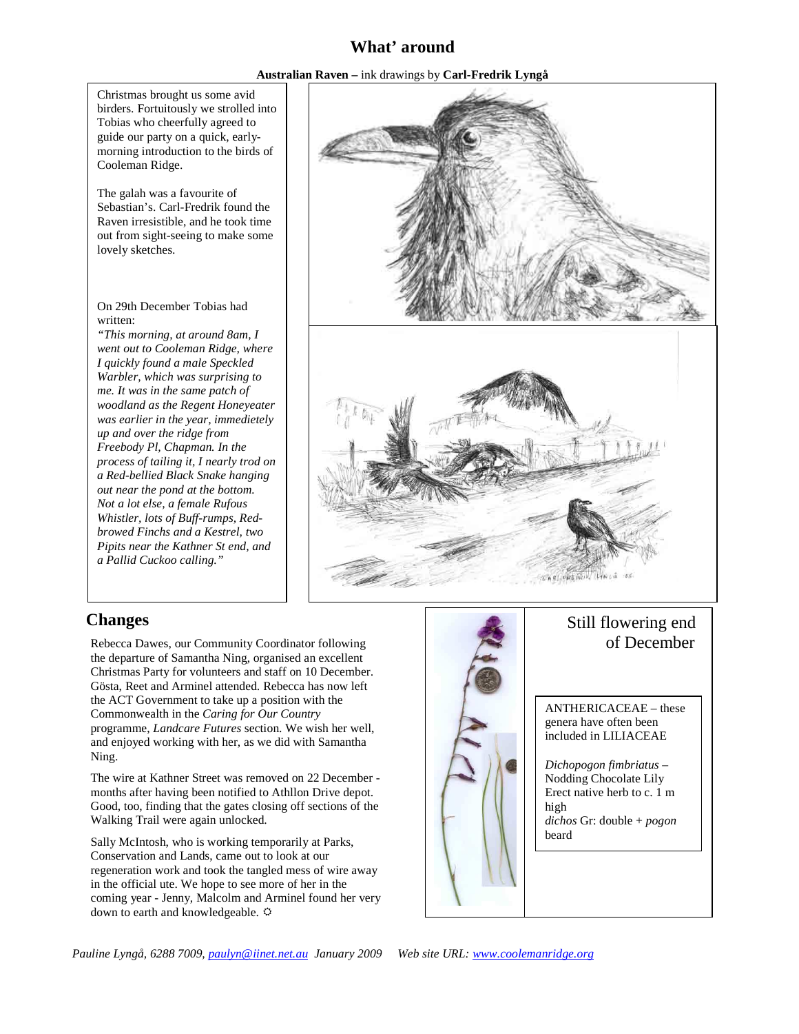# What' around

**Australian Raven –** ink drawings by **Carl-Fredrik Lyngå**

Christmas brought us some avid birders. Fortuitously we strolled into Tobias who cheerfully agreed to guide our party on a quick, early-morning introduction to the birds of Cooleman Ridge.

The galah was a favourite of Sebastian's. Carl-Fredrik found the Raven irresistible, and he took time out from sight-seeing to make some lovely sketches.

On 29th December Tobias had written:

*"This morning, at around 8am, I went out to Cooleman Ridge, where I quickly found a male Speckled Warbler, which was surprising to me. It was in the same patch of woodland as the Regent Honeyeater was earlier in the year, immedietely up and over the ridge from Freebody Pl, Chapman. In the process of tailing it, I nearly trod on a Red-bellied Black Snake hanging out near the pond at the bottom. Not a lot else, a female Rufous Whistler, lots of Buff-rumps, Red-browed Finchs and a Kestrel, two Pipits near the Kathner St end, and a Pallid Cuckoo calling."*

## Changes

Rebecca Dawes, our Community Coordinator following the departure of Samantha Ning, organised an excellent Christmas Party for volunteers and staff on 10 December. Gösta, Reet and Arminel attended. Rebecca has now left the ACT Government to take up a position with the Commonwealth in the *Caring for Our Country* programme, *Landcare Futures* section. We wish her well, and enjoyed working with her, as we did with Samantha Ning.

The wire at Kathner Street was removed on 22 December - months after having been notified to Athllon Drive depot. Good, too, finding that the gates closing off sections of the Walking Trail were again unlocked.

Sally McIntosh, who is working temporarily at Parks, Conservation and Lands, came out to look at our regeneration work and took the tangled mess of wire away in the official ute. We hope to see more of her in the coming year - Jenny, Malcolm and Arminel found her very down to earth and knowledgeable. ☼

## Still flowering end of December

ANTHERICACEAE – these genera have often been included in LILIACEAE

*Dichopogon fimbriatus* – Nodding Chocolate Lily
Erect native herb to c. 1 m high
*dichos* Gr: double + *pogon* beard

*Pauline Lyngå, 6288 7009, paulyn@iinet.net.au January 2009 Web site URL: www.coolemanridge.org*